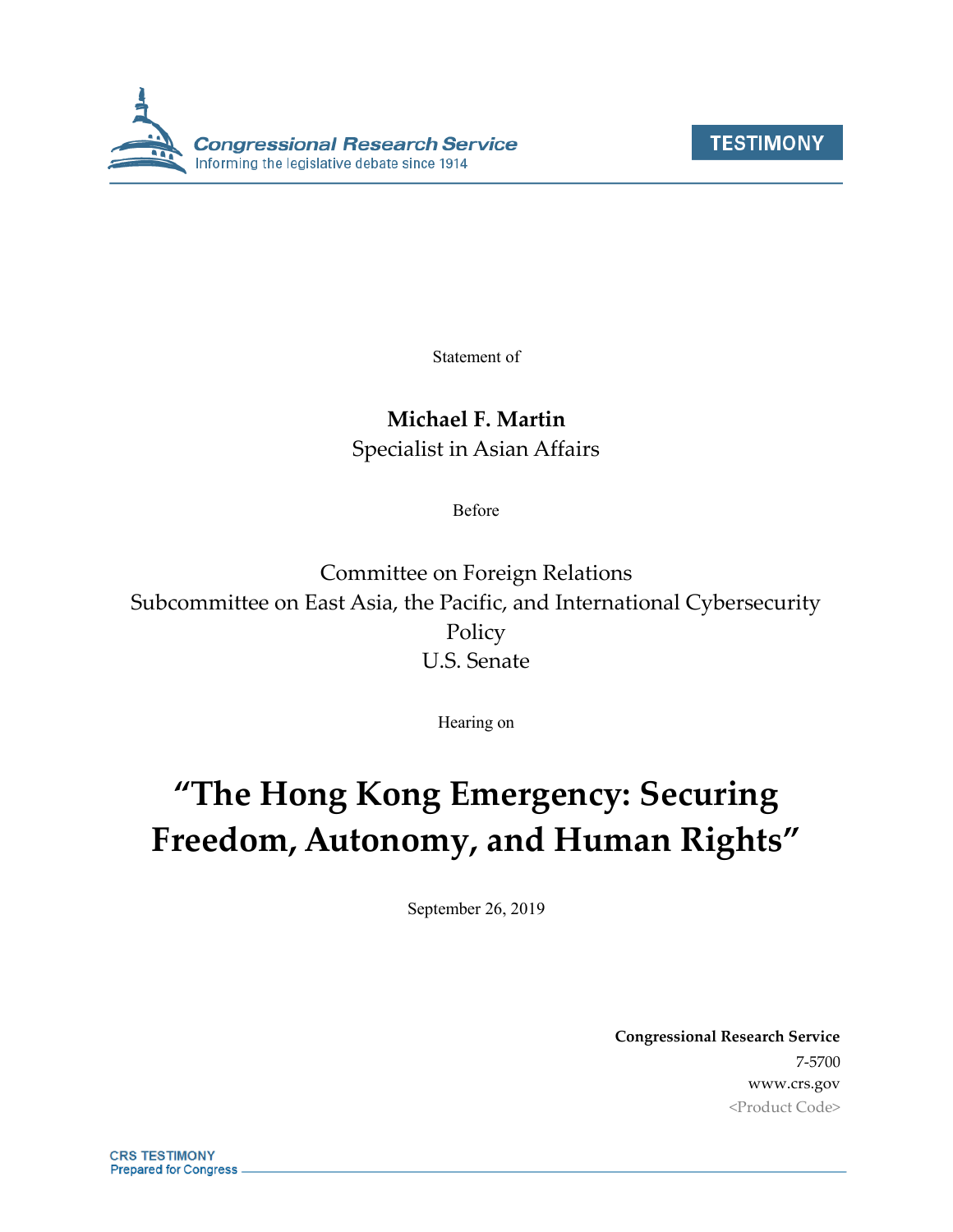Congressional Research Service
Informing the legislative debate since 1914

TESTIMONY

Statement of

**Michael F. Martin**
Specialist in Asian Affairs

Before

Committee on Foreign Relations
Subcommittee on East Asia, the Pacific, and International Cybersecurity Policy
U.S. Senate

Hearing on

# "The Hong Kong Emergency: Securing Freedom, Autonomy, and Human Rights"

September 26, 2019

**Congressional Research Service**
7-5700
www.crs.gov
<Product Code>

CRS TESTIMONY
Prepared for Congress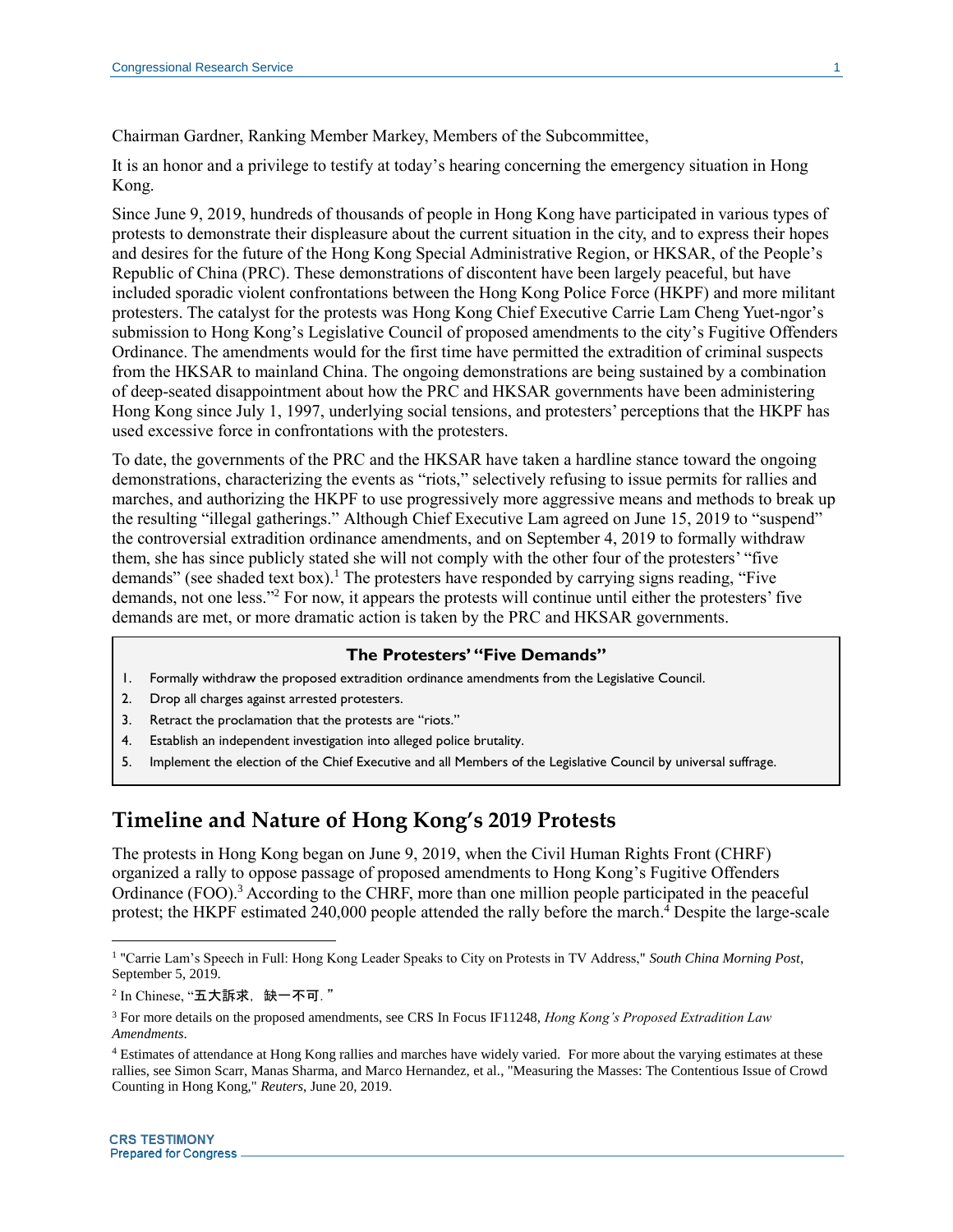Chairman Gardner, Ranking Member Markey, Members of the Subcommittee,

It is an honor and a privilege to testify at today's hearing concerning the emergency situation in Hong Kong.

Since June 9, 2019, hundreds of thousands of people in Hong Kong have participated in various types of protests to demonstrate their displeasure about the current situation in the city, and to express their hopes and desires for the future of the Hong Kong Special Administrative Region, or HKSAR, of the People's Republic of China (PRC). These demonstrations of discontent have been largely peaceful, but have included sporadic violent confrontations between the Hong Kong Police Force (HKPF) and more militant protesters. The catalyst for the protests was Hong Kong Chief Executive Carrie Lam Cheng Yuet-ngor's submission to Hong Kong's Legislative Council of proposed amendments to the city's Fugitive Offenders Ordinance. The amendments would for the first time have permitted the extradition of criminal suspects from the HKSAR to mainland China. The ongoing demonstrations are being sustained by a combination of deep-seated disappointment about how the PRC and HKSAR governments have been administering Hong Kong since July 1, 1997, underlying social tensions, and protesters' perceptions that the HKPF has used excessive force in confrontations with the protesters.

To date, the governments of the PRC and the HKSAR have taken a hardline stance toward the ongoing demonstrations, characterizing the events as "riots," selectively refusing to issue permits for rallies and marches, and authorizing the HKPF to use progressively more aggressive means and methods to break up the resulting "illegal gatherings." Although Chief Executive Lam agreed on June 15, 2019 to "suspend" the controversial extradition ordinance amendments, and on September 4, 2019 to formally withdraw them, she has since publicly stated she will not comply with the other four of the protesters' "five demands" (see shaded text box).[1] The protesters have responded by carrying signs reading, "Five demands, not one less."[2] For now, it appears the protests will continue until either the protesters' five demands are met, or more dramatic action is taken by the PRC and HKSAR governments.

**The Protesters' "Five Demands"**

1. Formally withdraw the proposed extradition ordinance amendments from the Legislative Council.
2. Drop all charges against arrested protesters.
3. Retract the proclamation that the protests are "riots."
4. Establish an independent investigation into alleged police brutality.
5. Implement the election of the Chief Executive and all Members of the Legislative Council by universal suffrage.

## Timeline and Nature of Hong Kong's 2019 Protests

The protests in Hong Kong began on June 9, 2019, when the Civil Human Rights Front (CHRF) organized a rally to oppose passage of proposed amendments to Hong Kong's Fugitive Offenders Ordinance (FOO).[3] According to the CHRF, more than one million people participated in the peaceful protest; the HKPF estimated 240,000 people attended the rally before the march.[4] Despite the large-scale

---

[1] "Carrie Lam's Speech in Full: Hong Kong Leader Speaks to City on Protests in TV Address," *South China Morning Post*, September 5, 2019.

[2] In Chinese, "五大訴求，缺一不可."

[3] For more details on the proposed amendments, see CRS In Focus IF11248, *Hong Kong's Proposed Extradition Law Amendments*.

[4] Estimates of attendance at Hong Kong rallies and marches have widely varied. For more about the varying estimates at these rallies, see Simon Scarr, Manas Sharma, and Marco Hernandez, et al., "Measuring the Masses: The Contentious Issue of Crowd Counting in Hong Kong," *Reuters*, June 20, 2019.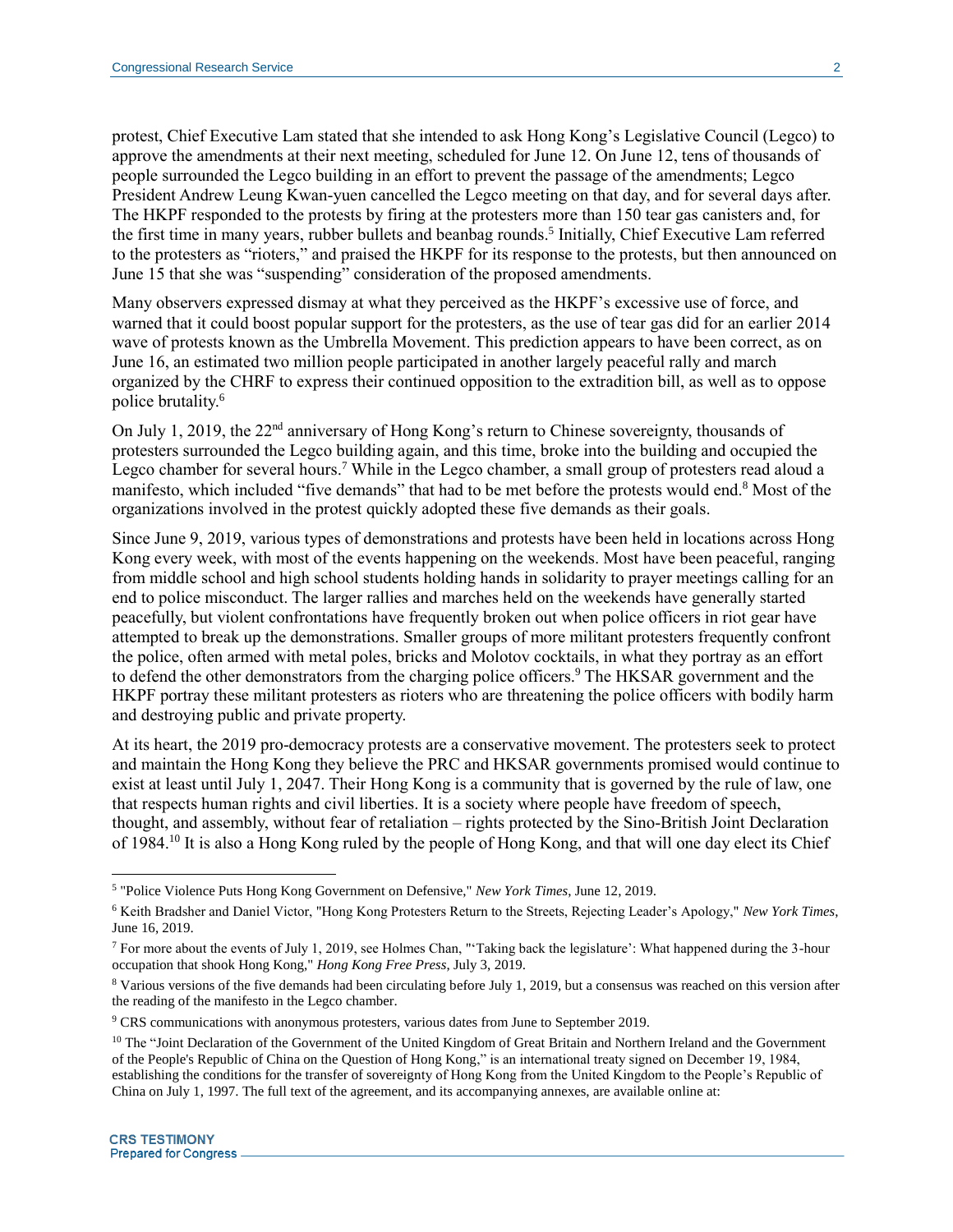protest, Chief Executive Lam stated that she intended to ask Hong Kong's Legislative Council (Legco) to approve the amendments at their next meeting, scheduled for June 12. On June 12, tens of thousands of people surrounded the Legco building in an effort to prevent the passage of the amendments; Legco President Andrew Leung Kwan-yuen cancelled the Legco meeting on that day, and for several days after. The HKPF responded to the protests by firing at the protesters more than 150 tear gas canisters and, for the first time in many years, rubber bullets and beanbag rounds.[5] Initially, Chief Executive Lam referred to the protesters as "rioters," and praised the HKPF for its response to the protests, but then announced on June 15 that she was "suspending" consideration of the proposed amendments.

Many observers expressed dismay at what they perceived as the HKPF's excessive use of force, and warned that it could boost popular support for the protesters, as the use of tear gas did for an earlier 2014 wave of protests known as the Umbrella Movement. This prediction appears to have been correct, as on June 16, an estimated two million people participated in another largely peaceful rally and march organized by the CHRF to express their continued opposition to the extradition bill, as well as to oppose police brutality.[6]

On July 1, 2019, the 22nd anniversary of Hong Kong's return to Chinese sovereignty, thousands of protesters surrounded the Legco building again, and this time, broke into the building and occupied the Legco chamber for several hours.[7] While in the Legco chamber, a small group of protesters read aloud a manifesto, which included "five demands" that had to be met before the protests would end.[8] Most of the organizations involved in the protest quickly adopted these five demands as their goals.

Since June 9, 2019, various types of demonstrations and protests have been held in locations across Hong Kong every week, with most of the events happening on the weekends. Most have been peaceful, ranging from middle school and high school students holding hands in solidarity to prayer meetings calling for an end to police misconduct. The larger rallies and marches held on the weekends have generally started peacefully, but violent confrontations have frequently broken out when police officers in riot gear have attempted to break up the demonstrations. Smaller groups of more militant protesters frequently confront the police, often armed with metal poles, bricks and Molotov cocktails, in what they portray as an effort to defend the other demonstrators from the charging police officers.[9] The HKSAR government and the HKPF portray these militant protesters as rioters who are threatening the police officers with bodily harm and destroying public and private property.

At its heart, the 2019 pro-democracy protests are a conservative movement. The protesters seek to protect and maintain the Hong Kong they believe the PRC and HKSAR governments promised would continue to exist at least until July 1, 2047. Their Hong Kong is a community that is governed by the rule of law, one that respects human rights and civil liberties. It is a society where people have freedom of speech, thought, and assembly, without fear of retaliation – rights protected by the Sino-British Joint Declaration of 1984.[10] It is also a Hong Kong ruled by the people of Hong Kong, and that will one day elect its Chief

---

[5] "Police Violence Puts Hong Kong Government on Defensive," *New York Times*, June 12, 2019.

[6] Keith Bradsher and Daniel Victor, "Hong Kong Protesters Return to the Streets, Rejecting Leader's Apology," *New York Times*, June 16, 2019.

[7] For more about the events of July 1, 2019, see Holmes Chan, "'Taking back the legislature': What happened during the 3-hour occupation that shook Hong Kong," *Hong Kong Free Press*, July 3, 2019.

[8] Various versions of the five demands had been circulating before July 1, 2019, but a consensus was reached on this version after the reading of the manifesto in the Legco chamber.

[9] CRS communications with anonymous protesters, various dates from June to September 2019.

[10] The "Joint Declaration of the Government of the United Kingdom of Great Britain and Northern Ireland and the Government of the People's Republic of China on the Question of Hong Kong," is an international treaty signed on December 19, 1984, establishing the conditions for the transfer of sovereignty of Hong Kong from the United Kingdom to the People's Republic of China on July 1, 1997. The full text of the agreement, and its accompanying annexes, are available online at: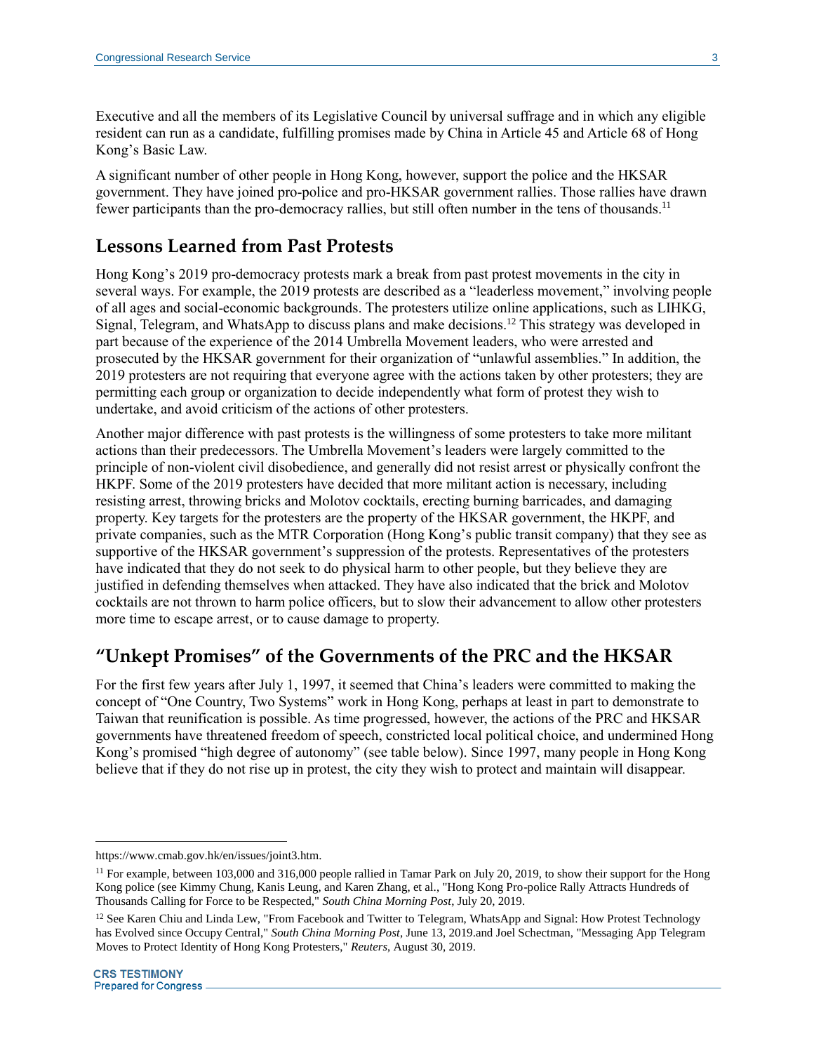Executive and all the members of its Legislative Council by universal suffrage and in which any eligible resident can run as a candidate, fulfilling promises made by China in Article 45 and Article 68 of Hong Kong's Basic Law.

A significant number of other people in Hong Kong, however, support the police and the HKSAR government. They have joined pro-police and pro-HKSAR government rallies. Those rallies have drawn fewer participants than the pro-democracy rallies, but still often number in the tens of thousands.[11]

## Lessons Learned from Past Protests

Hong Kong's 2019 pro-democracy protests mark a break from past protest movements in the city in several ways. For example, the 2019 protests are described as a "leaderless movement," involving people of all ages and social-economic backgrounds. The protesters utilize online applications, such as LIHKG, Signal, Telegram, and WhatsApp to discuss plans and make decisions.[12] This strategy was developed in part because of the experience of the 2014 Umbrella Movement leaders, who were arrested and prosecuted by the HKSAR government for their organization of "unlawful assemblies." In addition, the 2019 protesters are not requiring that everyone agree with the actions taken by other protesters; they are permitting each group or organization to decide independently what form of protest they wish to undertake, and avoid criticism of the actions of other protesters.

Another major difference with past protests is the willingness of some protesters to take more militant actions than their predecessors. The Umbrella Movement's leaders were largely committed to the principle of non-violent civil disobedience, and generally did not resist arrest or physically confront the HKPF. Some of the 2019 protesters have decided that more militant action is necessary, including resisting arrest, throwing bricks and Molotov cocktails, erecting burning barricades, and damaging property. Key targets for the protesters are the property of the HKSAR government, the HKPF, and private companies, such as the MTR Corporation (Hong Kong's public transit company) that they see as supportive of the HKSAR government's suppression of the protests. Representatives of the protesters have indicated that they do not seek to do physical harm to other people, but they believe they are justified in defending themselves when attacked. They have also indicated that the brick and Molotov cocktails are not thrown to harm police officers, but to slow their advancement to allow other protesters more time to escape arrest, or to cause damage to property.

## "Unkept Promises" of the Governments of the PRC and the HKSAR

For the first few years after July 1, 1997, it seemed that China's leaders were committed to making the concept of "One Country, Two Systems" work in Hong Kong, perhaps at least in part to demonstrate to Taiwan that reunification is possible. As time progressed, however, the actions of the PRC and HKSAR governments have threatened freedom of speech, constricted local political choice, and undermined Hong Kong's promised "high degree of autonomy" (see table below). Since 1997, many people in Hong Kong believe that if they do not rise up in protest, the city they wish to protect and maintain will disappear.

---

https://www.cmab.gov.hk/en/issues/joint3.htm.

[11] For example, between 103,000 and 316,000 people rallied in Tamar Park on July 20, 2019, to show their support for the Hong Kong police (see Kimmy Chung, Kanis Leung, and Karen Zhang, et al., "Hong Kong Pro-police Rally Attracts Hundreds of Thousands Calling for Force to be Respected," *South China Morning Post*, July 20, 2019.

[12] See Karen Chiu and Linda Lew, "From Facebook and Twitter to Telegram, WhatsApp and Signal: How Protest Technology has Evolved since Occupy Central," *South China Morning Post*, June 13, 2019.and Joel Schectman, "Messaging App Telegram Moves to Protect Identity of Hong Kong Protesters," *Reuters*, August 30, 2019.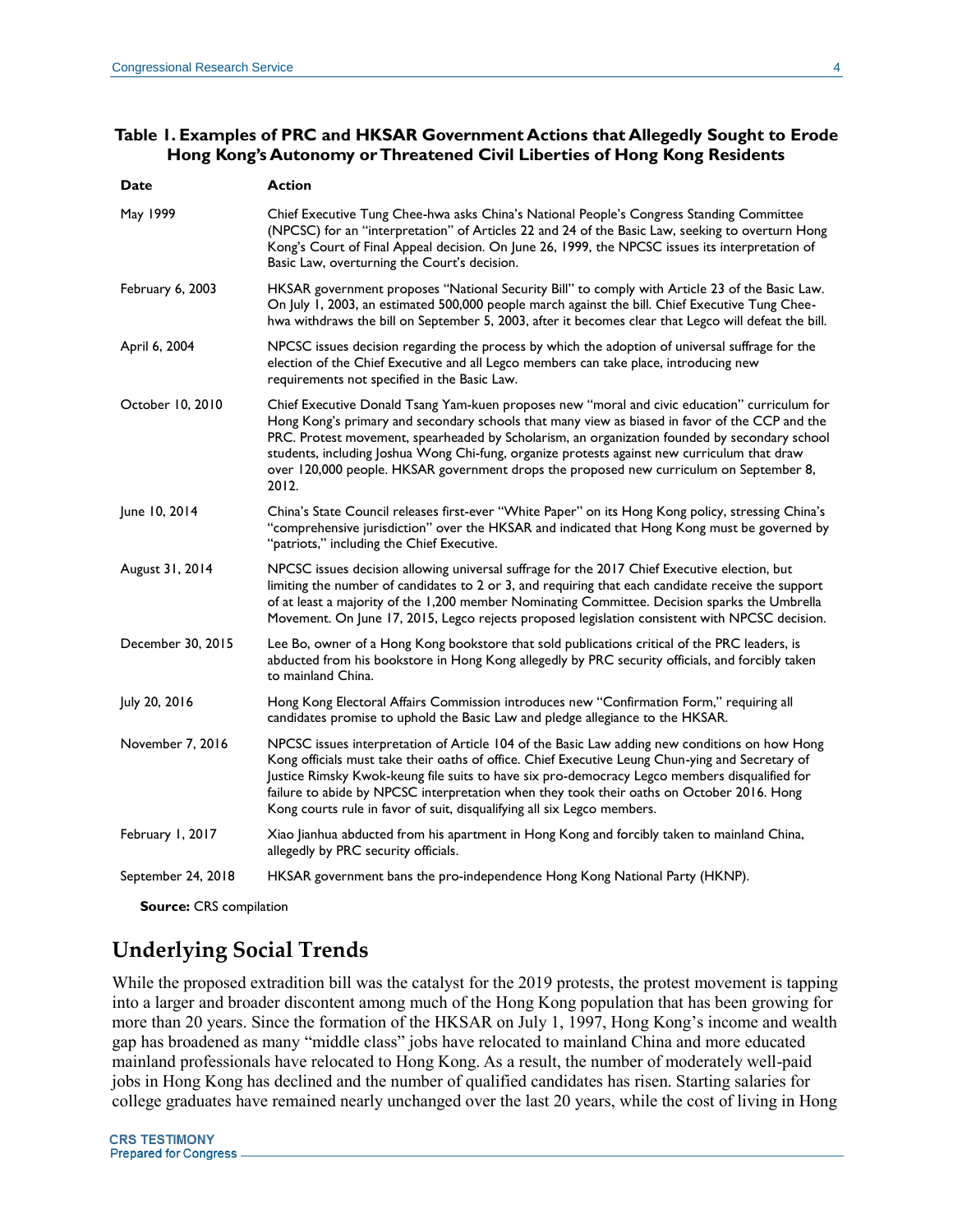**Table 1. Examples of PRC and HKSAR Government Actions that Allegedly Sought to Erode Hong Kong's Autonomy or Threatened Civil Liberties of Hong Kong Residents**

| Date | Action |
|---|---|
| May 1999 | Chief Executive Tung Chee-hwa asks China's National People's Congress Standing Committee (NPCSC) for an "interpretation" of Articles 22 and 24 of the Basic Law, seeking to overturn Hong Kong's Court of Final Appeal decision. On June 26, 1999, the NPCSC issues its interpretation of Basic Law, overturning the Court's decision. |
| February 6, 2003 | HKSAR government proposes "National Security Bill" to comply with Article 23 of the Basic Law. On July 1, 2003, an estimated 500,000 people march against the bill. Chief Executive Tung Chee-hwa withdraws the bill on September 5, 2003, after it becomes clear that Legco will defeat the bill. |
| April 6, 2004 | NPCSC issues decision regarding the process by which the adoption of universal suffrage for the election of the Chief Executive and all Legco members can take place, introducing new requirements not specified in the Basic Law. |
| October 10, 2010 | Chief Executive Donald Tsang Yam-kuen proposes new "moral and civic education" curriculum for Hong Kong's primary and secondary schools that many view as biased in favor of the CCP and the PRC. Protest movement, spearheaded by Scholarism, an organization founded by secondary school students, including Joshua Wong Chi-fung, organize protests against new curriculum that draw over 120,000 people. HKSAR government drops the proposed new curriculum on September 8, 2012. |
| June 10, 2014 | China's State Council releases first-ever "White Paper" on its Hong Kong policy, stressing China's "comprehensive jurisdiction" over the HKSAR and indicated that Hong Kong must be governed by "patriots," including the Chief Executive. |
| August 31, 2014 | NPCSC issues decision allowing universal suffrage for the 2017 Chief Executive election, but limiting the number of candidates to 2 or 3, and requiring that each candidate receive the support of at least a majority of the 1,200 member Nominating Committee. Decision sparks the Umbrella Movement. On June 17, 2015, Legco rejects proposed legislation consistent with NPCSC decision. |
| December 30, 2015 | Lee Bo, owner of a Hong Kong bookstore that sold publications critical of the PRC leaders, is abducted from his bookstore in Hong Kong allegedly by PRC security officials, and forcibly taken to mainland China. |
| July 20, 2016 | Hong Kong Electoral Affairs Commission introduces new "Confirmation Form," requiring all candidates promise to uphold the Basic Law and pledge allegiance to the HKSAR. |
| November 7, 2016 | NPCSC issues interpretation of Article 104 of the Basic Law adding new conditions on how Hong Kong officials must take their oaths of office. Chief Executive Leung Chun-ying and Secretary of Justice Rimsky Kwok-keung file suits to have six pro-democracy Legco members disqualified for failure to abide by NPCSC interpretation when they took their oaths on October 2016. Hong Kong courts rule in favor of suit, disqualifying all six Legco members. |
| February 1, 2017 | Xiao Jianhua abducted from his apartment in Hong Kong and forcibly taken to mainland China, allegedly by PRC security officials. |
| September 24, 2018 | HKSAR government bans the pro-independence Hong Kong National Party (HKNP). |

**Source:** CRS compilation

## Underlying Social Trends

While the proposed extradition bill was the catalyst for the 2019 protests, the protest movement is tapping into a larger and broader discontent among much of the Hong Kong population that has been growing for more than 20 years. Since the formation of the HKSAR on July 1, 1997, Hong Kong's income and wealth gap has broadened as many "middle class" jobs have relocated to mainland China and more educated mainland professionals have relocated to Hong Kong. As a result, the number of moderately well-paid jobs in Hong Kong has declined and the number of qualified candidates has risen. Starting salaries for college graduates have remained nearly unchanged over the last 20 years, while the cost of living in Hong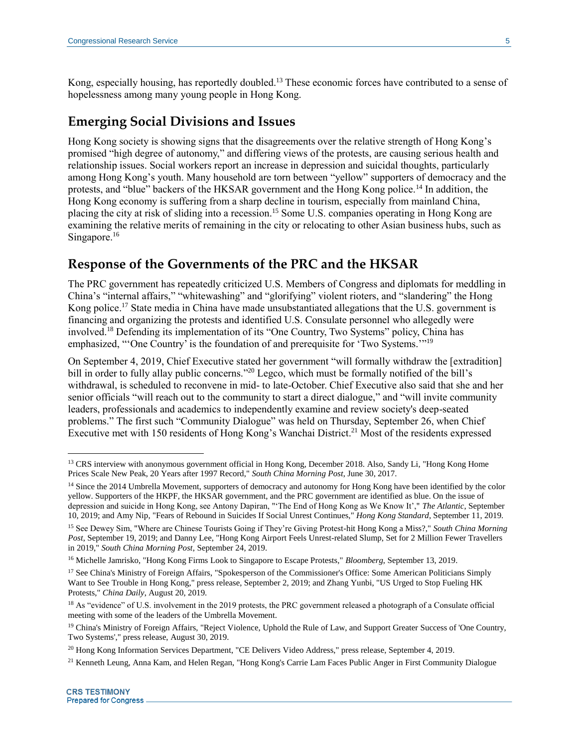Kong, especially housing, has reportedly doubled.[13] These economic forces have contributed to a sense of hopelessness among many young people in Hong Kong.

## Emerging Social Divisions and Issues

Hong Kong society is showing signs that the disagreements over the relative strength of Hong Kong's promised "high degree of autonomy," and differing views of the protests, are causing serious health and relationship issues. Social workers report an increase in depression and suicidal thoughts, particularly among Hong Kong's youth. Many household are torn between "yellow" supporters of democracy and the protests, and "blue" backers of the HKSAR government and the Hong Kong police.[14] In addition, the Hong Kong economy is suffering from a sharp decline in tourism, especially from mainland China, placing the city at risk of sliding into a recession.[15] Some U.S. companies operating in Hong Kong are examining the relative merits of remaining in the city or relocating to other Asian business hubs, such as Singapore.[16]

## Response of the Governments of the PRC and the HKSAR

The PRC government has repeatedly criticized U.S. Members of Congress and diplomats for meddling in China's "internal affairs," "whitewashing" and "glorifying" violent rioters, and "slandering" the Hong Kong police.[17] State media in China have made unsubstantiated allegations that the U.S. government is financing and organizing the protests and identified U.S. Consulate personnel who allegedly were involved.[18] Defending its implementation of its "One Country, Two Systems" policy, China has emphasized, "'One Country' is the foundation of and prerequisite for 'Two Systems.'"[19]

On September 4, 2019, Chief Executive stated her government "will formally withdraw the [extradition] bill in order to fully allay public concerns."[20] Legco, which must be formally notified of the bill's withdrawal, is scheduled to reconvene in mid- to late-October. Chief Executive also said that she and her senior officials "will reach out to the community to start a direct dialogue," and "will invite community leaders, professionals and academics to independently examine and review society's deep-seated problems." The first such "Community Dialogue" was held on Thursday, September 26, when Chief Executive met with 150 residents of Hong Kong's Wanchai District.[21] Most of the residents expressed

---

[13] CRS interview with anonymous government official in Hong Kong, December 2018. Also, Sandy Li, "Hong Kong Home Prices Scale New Peak, 20 Years after 1997 Record," *South China Morning Post*, June 30, 2017.

[14] Since the 2014 Umbrella Movement, supporters of democracy and autonomy for Hong Kong have been identified by the color yellow. Supporters of the HKPF, the HKSAR government, and the PRC government are identified as blue. On the issue of depression and suicide in Hong Kong, see Antony Dapiran, "'The End of Hong Kong as We Know It'," *The Atlantic*, September 10, 2019; and Amy Nip, "Fears of Rebound in Suicides If Social Unrest Continues," *Hong Kong Standard*, September 11, 2019.

[15] See Dewey Sim, "Where are Chinese Tourists Going if They're Giving Protest-hit Hong Kong a Miss?," *South China Morning Post*, September 19, 2019; and Danny Lee, "Hong Kong Airport Feels Unrest-related Slump, Set for 2 Million Fewer Travellers in 2019," *South China Morning Post*, September 24, 2019.

[16] Michelle Jamrisko, "Hong Kong Firms Look to Singapore to Escape Protests," *Bloomberg*, September 13, 2019.

[17] See China's Ministry of Foreign Affairs, "Spokesperson of the Commissioner's Office: Some American Politicians Simply Want to See Trouble in Hong Kong," press release, September 2, 2019; and Zhang Yunbi, "US Urged to Stop Fueling HK Protests," *China Daily*, August 20, 2019.

[18] As "evidence" of U.S. involvement in the 2019 protests, the PRC government released a photograph of a Consulate official meeting with some of the leaders of the Umbrella Movement.

[19] China's Ministry of Foreign Affairs, "Reject Violence, Uphold the Rule of Law, and Support Greater Success of 'One Country, Two Systems'," press release, August 30, 2019.

[20] Hong Kong Information Services Department, "CE Delivers Video Address," press release, September 4, 2019.

[21] Kenneth Leung, Anna Kam, and Helen Regan, "Hong Kong's Carrie Lam Faces Public Anger in First Community Dialogue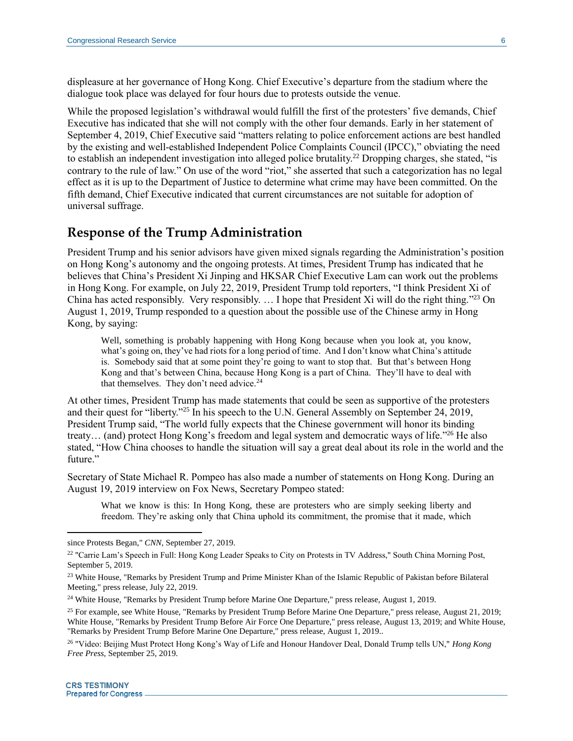displeasure at her governance of Hong Kong. Chief Executive's departure from the stadium where the dialogue took place was delayed for four hours due to protests outside the venue.

While the proposed legislation's withdrawal would fulfill the first of the protesters' five demands, Chief Executive has indicated that she will not comply with the other four demands. Early in her statement of September 4, 2019, Chief Executive said "matters relating to police enforcement actions are best handled by the existing and well-established Independent Police Complaints Council (IPCC)," obviating the need to establish an independent investigation into alleged police brutality.[22] Dropping charges, she stated, "is contrary to the rule of law." On use of the word "riot," she asserted that such a categorization has no legal effect as it is up to the Department of Justice to determine what crime may have been committed. On the fifth demand, Chief Executive indicated that current circumstances are not suitable for adoption of universal suffrage.

## Response of the Trump Administration

President Trump and his senior advisors have given mixed signals regarding the Administration's position on Hong Kong's autonomy and the ongoing protests. At times, President Trump has indicated that he believes that China's President Xi Jinping and HKSAR Chief Executive Lam can work out the problems in Hong Kong. For example, on July 22, 2019, President Trump told reporters, "I think President Xi of China has acted responsibly. Very responsibly. … I hope that President Xi will do the right thing."[23] On August 1, 2019, Trump responded to a question about the possible use of the Chinese army in Hong Kong, by saying:

> Well, something is probably happening with Hong Kong because when you look at, you know, what's going on, they've had riots for a long period of time. And I don't know what China's attitude is. Somebody said that at some point they're going to want to stop that. But that's between Hong Kong and that's between China, because Hong Kong is a part of China. They'll have to deal with that themselves. They don't need advice.[24]

At other times, President Trump has made statements that could be seen as supportive of the protesters and their quest for "liberty."[25] In his speech to the U.N. General Assembly on September 24, 2019, President Trump said, "The world fully expects that the Chinese government will honor its binding treaty… (and) protect Hong Kong's freedom and legal system and democratic ways of life."[26] He also stated, "How China chooses to handle the situation will say a great deal about its role in the world and the future."

Secretary of State Michael R. Pompeo has also made a number of statements on Hong Kong. During an August 19, 2019 interview on Fox News, Secretary Pompeo stated:

> What we know is this: In Hong Kong, these are protesters who are simply seeking liberty and freedom. They're asking only that China uphold its commitment, the promise that it made, which

---

since Protests Began," *CNN*, September 27, 2019.

[22] "Carrie Lam's Speech in Full: Hong Kong Leader Speaks to City on Protests in TV Address," South China Morning Post, September 5, 2019.

[23] White House, "Remarks by President Trump and Prime Minister Khan of the Islamic Republic of Pakistan before Bilateral Meeting," press release, July 22, 2019.

[24] White House, "Remarks by President Trump before Marine One Departure," press release, August 1, 2019.

[25] For example, see White House, "Remarks by President Trump Before Marine One Departure," press release, August 21, 2019; White House, "Remarks by President Trump Before Air Force One Departure," press release, August 13, 2019; and White House, "Remarks by President Trump Before Marine One Departure," press release, August 1, 2019..

[26] "Video: Beijing Must Protect Hong Kong's Way of Life and Honour Handover Deal, Donald Trump tells UN," *Hong Kong Free Press*, September 25, 2019.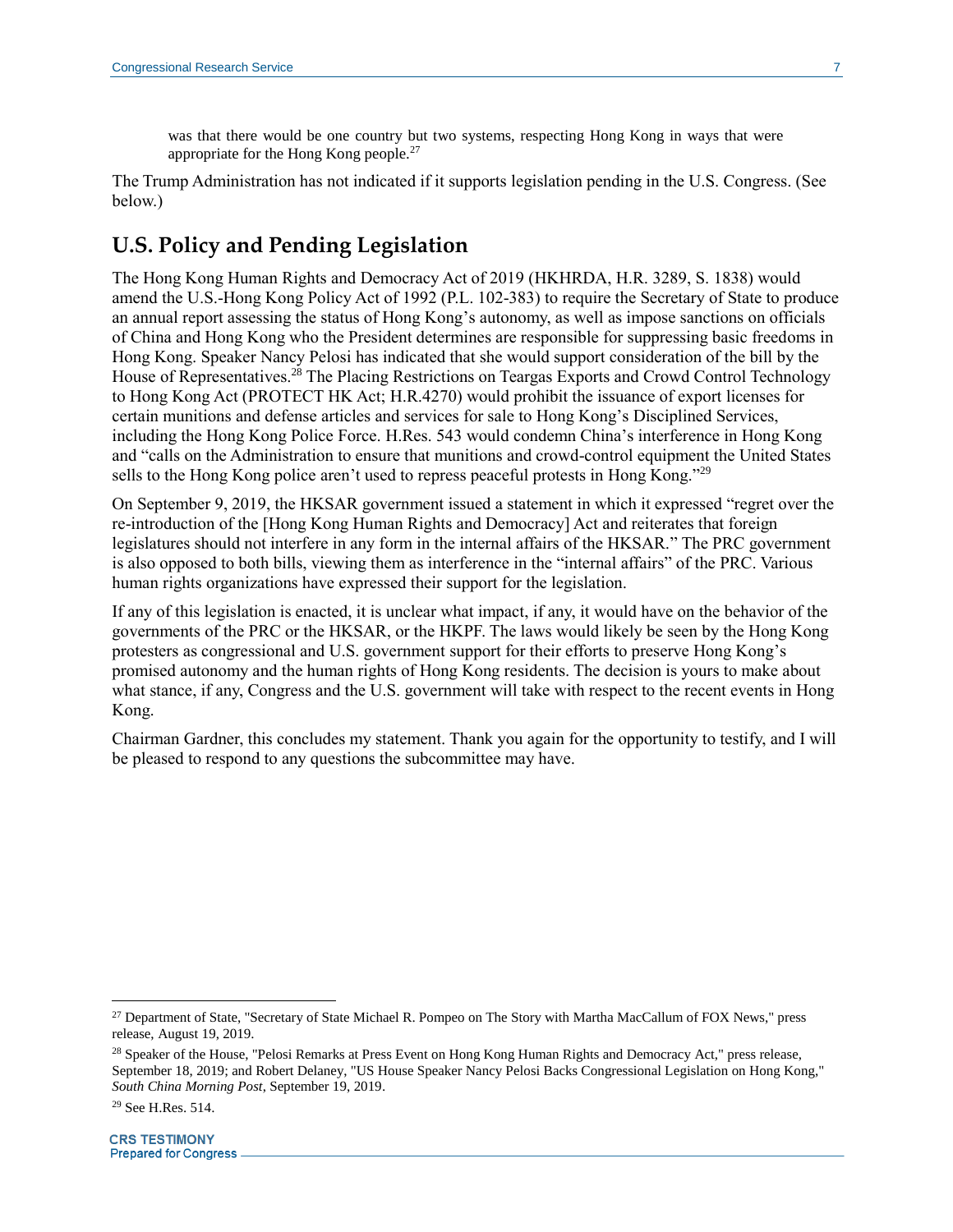> was that there would be one country but two systems, respecting Hong Kong in ways that were appropriate for the Hong Kong people.[27]

The Trump Administration has not indicated if it supports legislation pending in the U.S. Congress. (See below.)

## U.S. Policy and Pending Legislation

The Hong Kong Human Rights and Democracy Act of 2019 (HKHRDA, H.R. 3289, S. 1838) would amend the U.S.-Hong Kong Policy Act of 1992 (P.L. 102-383) to require the Secretary of State to produce an annual report assessing the status of Hong Kong's autonomy, as well as impose sanctions on officials of China and Hong Kong who the President determines are responsible for suppressing basic freedoms in Hong Kong. Speaker Nancy Pelosi has indicated that she would support consideration of the bill by the House of Representatives.[28] The Placing Restrictions on Teargas Exports and Crowd Control Technology to Hong Kong Act (PROTECT HK Act; H.R.4270) would prohibit the issuance of export licenses for certain munitions and defense articles and services for sale to Hong Kong's Disciplined Services, including the Hong Kong Police Force. H.Res. 543 would condemn China's interference in Hong Kong and "calls on the Administration to ensure that munitions and crowd-control equipment the United States sells to the Hong Kong police aren't used to repress peaceful protests in Hong Kong."[29]

On September 9, 2019, the HKSAR government issued a statement in which it expressed "regret over the re-introduction of the [Hong Kong Human Rights and Democracy] Act and reiterates that foreign legislatures should not interfere in any form in the internal affairs of the HKSAR." The PRC government is also opposed to both bills, viewing them as interference in the "internal affairs" of the PRC. Various human rights organizations have expressed their support for the legislation.

If any of this legislation is enacted, it is unclear what impact, if any, it would have on the behavior of the governments of the PRC or the HKSAR, or the HKPF. The laws would likely be seen by the Hong Kong protesters as congressional and U.S. government support for their efforts to preserve Hong Kong's promised autonomy and the human rights of Hong Kong residents. The decision is yours to make about what stance, if any, Congress and the U.S. government will take with respect to the recent events in Hong Kong.

Chairman Gardner, this concludes my statement. Thank you again for the opportunity to testify, and I will be pleased to respond to any questions the subcommittee may have.

---

[27] Department of State, "Secretary of State Michael R. Pompeo on The Story with Martha MacCallum of FOX News," press release, August 19, 2019.

[28] Speaker of the House, "Pelosi Remarks at Press Event on Hong Kong Human Rights and Democracy Act," press release, September 18, 2019; and Robert Delaney, "US House Speaker Nancy Pelosi Backs Congressional Legislation on Hong Kong," *South China Morning Post*, September 19, 2019.

[29] See H.Res. 514.